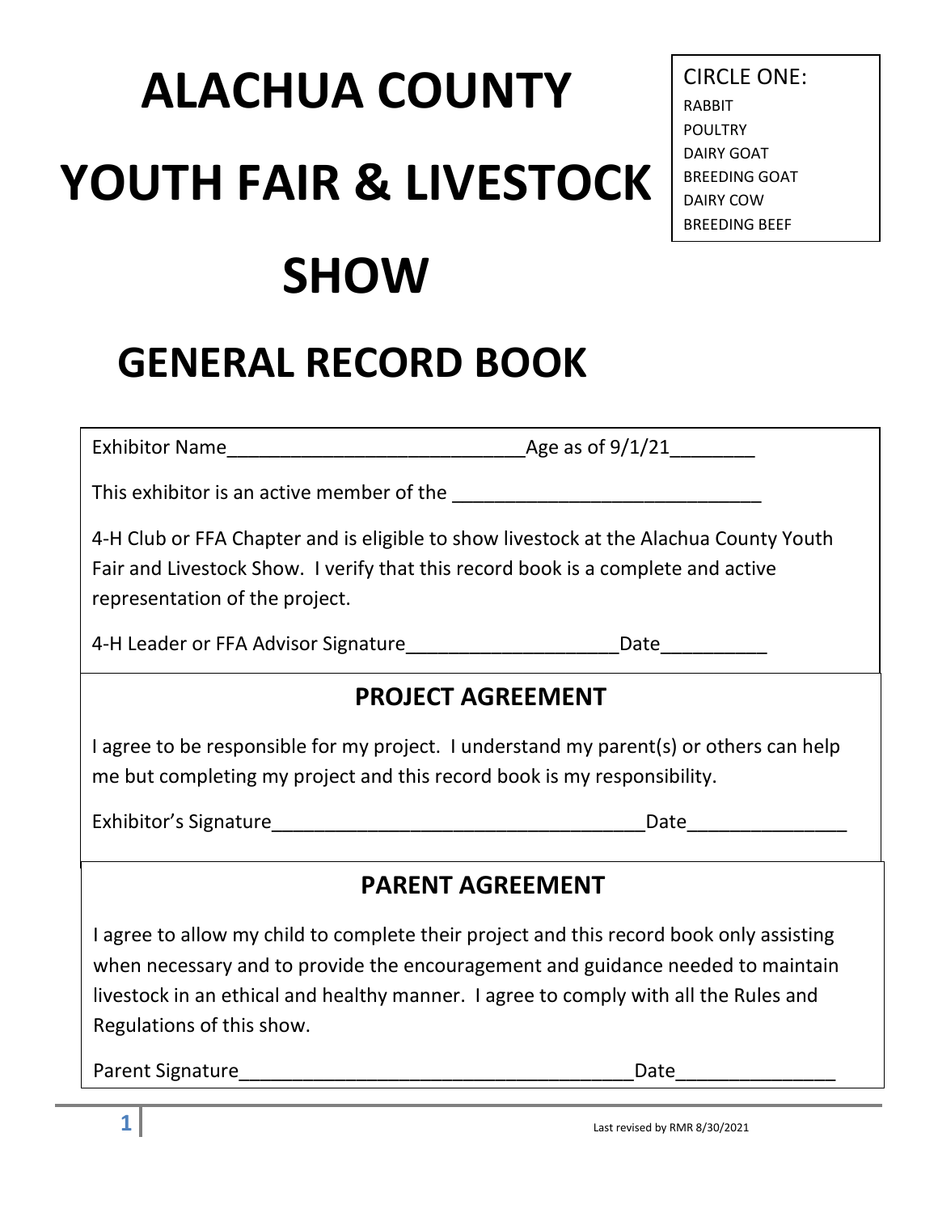# ALACHUA COUNTY YOUTH FAIR & LIVESTOCK SHOW

CIRCLE ONE:
- RABBIT
- POULTRY
- DAIRY GOAT
- BREEDING GOAT
- DAIRY COW
- BREEDING BEEF

## GENERAL RECORD BOOK

Exhibitor Name____________________________Age as of 9/1/21________

This exhibitor is an active member of the _____________________________

4-H Club or FFA Chapter and is eligible to show livestock at the Alachua County Youth Fair and Livestock Show. I verify that this record book is a complete and active representation of the project.

4-H Leader or FFA Advisor Signature____________________Date__________

### PROJECT AGREEMENT

I agree to be responsible for my project. I understand my parent(s) or others can help me but completing my project and this record book is my responsibility.

Exhibitor's Signature___________________________________Date_______________

### PARENT AGREEMENT

I agree to allow my child to complete their project and this record book only assisting when necessary and to provide the encouragement and guidance needed to maintain livestock in an ethical and healthy manner. I agree to comply with all the Rules and Regulations of this show.

Parent Signature_____________________________________Date_______________

Last revised by RMR 8/30/2021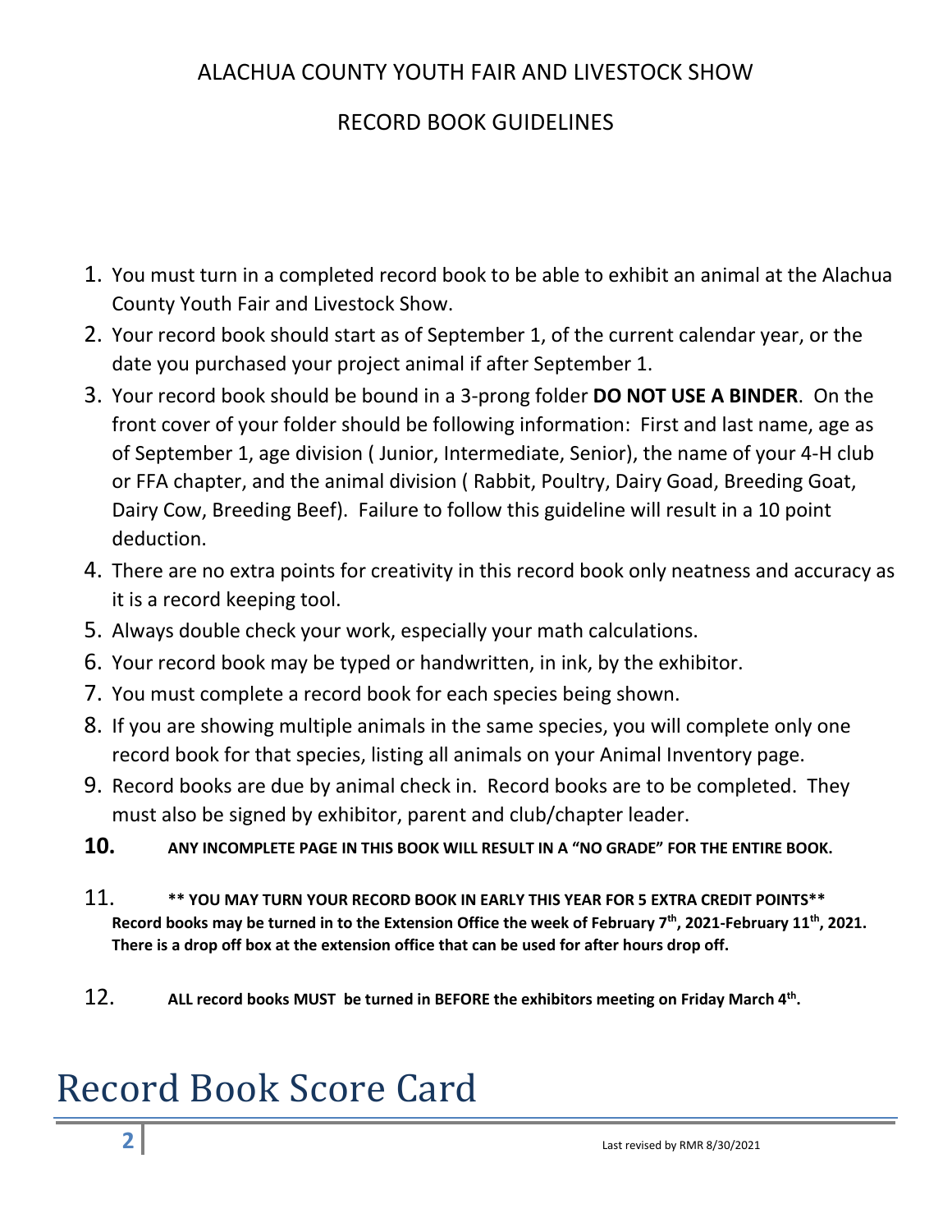# ALACHUA COUNTY YOUTH FAIR AND LIVESTOCK SHOW

## RECORD BOOK GUIDELINES

1. You must turn in a completed record book to be able to exhibit an animal at the Alachua County Youth Fair and Livestock Show.
2. Your record book should start as of September 1, of the current calendar year, or the date you purchased your project animal if after September 1.
3. Your record book should be bound in a 3-prong folder **DO NOT USE A BINDER**. On the front cover of your folder should be following information: First and last name, age as of September 1, age division ( Junior, Intermediate, Senior), the name of your 4-H club or FFA chapter, and the animal division ( Rabbit, Poultry, Dairy Goad, Breeding Goat, Dairy Cow, Breeding Beef). Failure to follow this guideline will result in a 10 point deduction.
4. There are no extra points for creativity in this record book only neatness and accuracy as it is a record keeping tool.
5. Always double check your work, especially your math calculations.
6. Your record book may be typed or handwritten, in ink, by the exhibitor.
7. You must complete a record book for each species being shown.
8. If you are showing multiple animals in the same species, you will complete only one record book for that species, listing all animals on your Animal Inventory page.
9. Record books are due by animal check in. Record books are to be completed. They must also be signed by exhibitor, parent and club/chapter leader.
10. **ANY INCOMPLETE PAGE IN THIS BOOK WILL RESULT IN A "NO GRADE" FOR THE ENTIRE BOOK.**
11. **\*\* YOU MAY TURN YOUR RECORD BOOK IN EARLY THIS YEAR FOR 5 EXTRA CREDIT POINTS\*\* Record books may be turned in to the Extension Office the week of February 7th, 2021-February 11th, 2021. There is a drop off box at the extension office that can be used for after hours drop off.**
12. **ALL record books MUST be turned in BEFORE the exhibitors meeting on Friday March 4th.**

# Record Book Score Card

Last revised by RMR 8/30/2021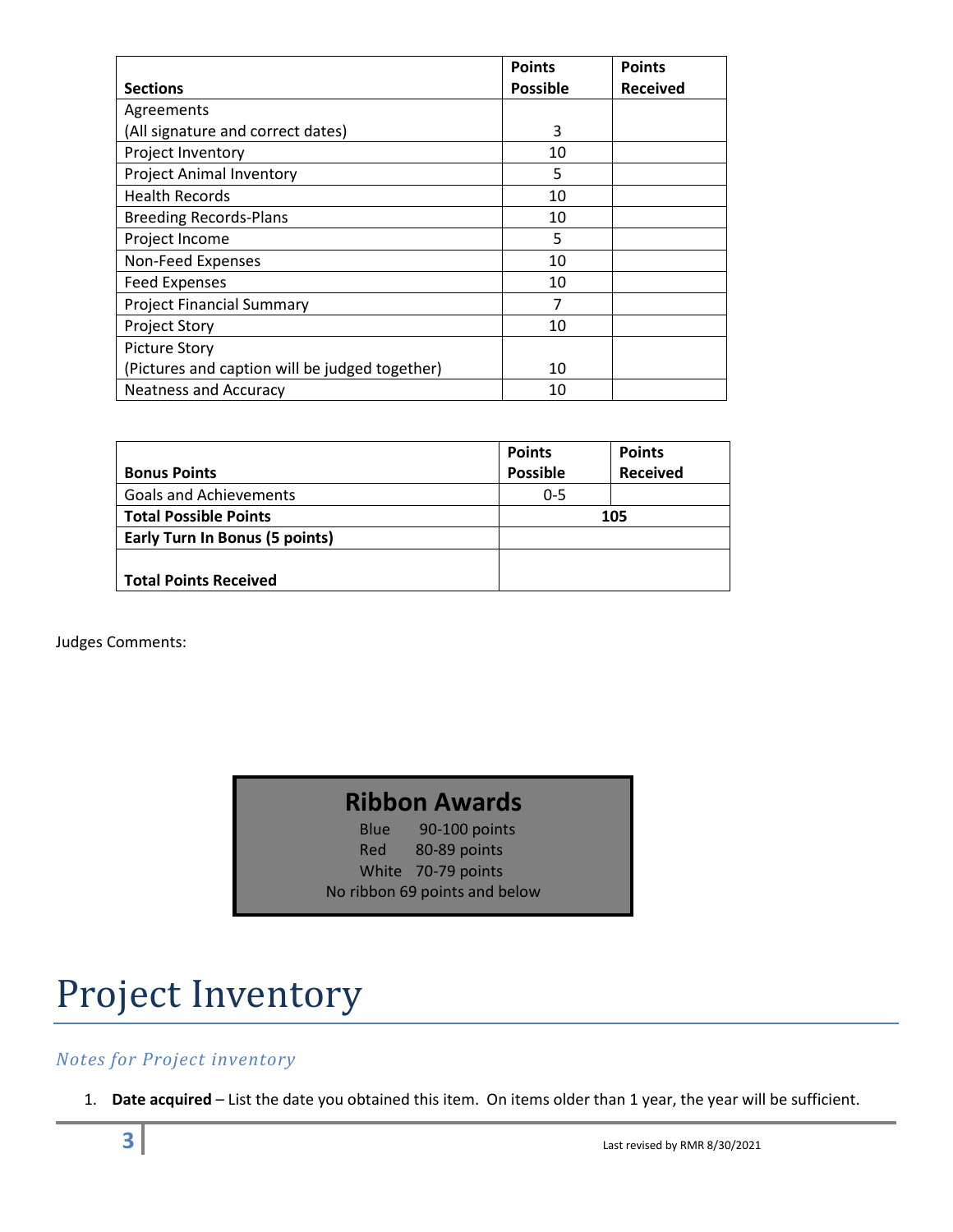| Sections | Points Possible | Points Received |
|---|---|---|
| Agreements<br>(All signature and correct dates) | 3 | |
| Project Inventory | 10 | |
| Project Animal Inventory | 5 | |
| Health Records | 10 | |
| Breeding Records-Plans | 10 | |
| Project Income | 5 | |
| Non-Feed Expenses | 10 | |
| Feed Expenses | 10 | |
| Project Financial Summary | 7 | |
| Project Story | 10 | |
| Picture Story<br>(Pictures and caption will be judged together) | 10 | |
| Neatness and Accuracy | 10 | |

| Bonus Points | Points Possible | Points Received |
|---|---|---|
| Goals and Achievements | 0-5 | |
| **Total Possible Points** | **105** | |
| **Early Turn In Bonus (5 points)** | | |
| **Total Points Received** | | |

Judges Comments:

**Ribbon Awards**

Blue 90-100 points
Red 80-89 points
White 70-79 points
No ribbon 69 points and below

# Project Inventory

## *Notes for Project inventory*

1. **Date acquired** – List the date you obtained this item. On items older than 1 year, the year will be sufficient.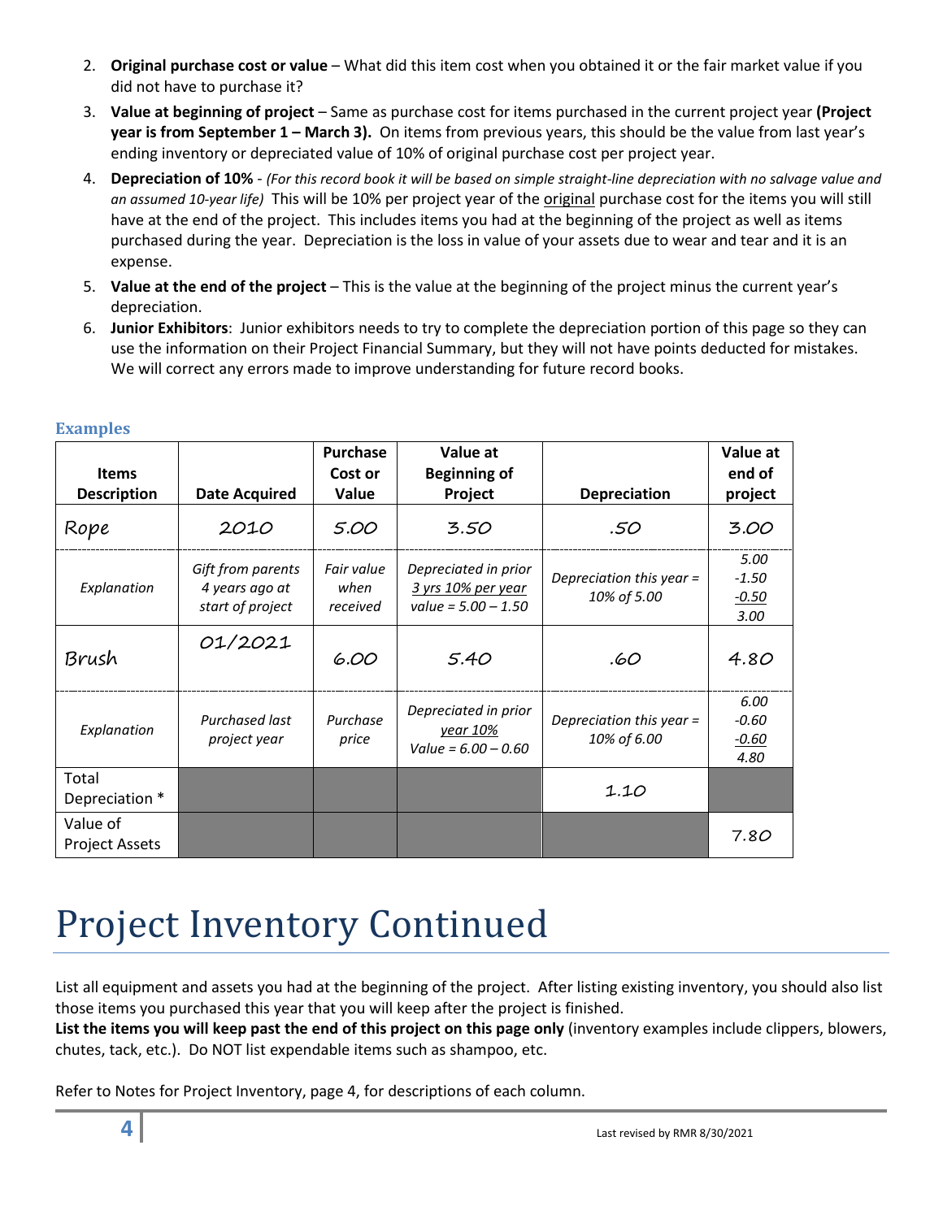2. **Original purchase cost or value** – What did this item cost when you obtained it or the fair market value if you did not have to purchase it?
3. **Value at beginning of project** – Same as purchase cost for items purchased in the current project year **(Project year is from September 1 – March 3).** On items from previous years, this should be the value from last year's ending inventory or depreciated value of 10% of original purchase cost per project year.
4. **Depreciation of 10%** - *(For this record book it will be based on simple straight-line depreciation with no salvage value and an assumed 10-year life)* This will be 10% per project year of the original purchase cost for the items you will still have at the end of the project. This includes items you had at the beginning of the project as well as items purchased during the year. Depreciation is the loss in value of your assets due to wear and tear and it is an expense.
5. **Value at the end of the project** – This is the value at the beginning of the project minus the current year's depreciation.
6. **Junior Exhibitors**: Junior exhibitors needs to try to complete the depreciation portion of this page so they can use the information on their Project Financial Summary, but they will not have points deducted for mistakes. We will correct any errors made to improve understanding for future record books.

### Examples

| Items Description | Date Acquired | Purchase Cost or Value | Value at Beginning of Project | Depreciation | Value at end of project |
|---|---|---|---|---|---|
| Rope | 2010 | 5.00 | 3.50 | .50 | 3.00 |
| *Explanation* | *Gift from parents 4 years ago at start of project* | *Fair value when received* | *Depreciated in prior 3 yrs 10% per year value = 5.00 – 1.50* | *Depreciation this year = 10% of 5.00* | *5.00 -1.50 -0.50 3.00* |
| Brush | 01/2021 | 6.00 | 5.40 | .60 | 4.80 |
| *Explanation* | *Purchased last project year* | *Purchase price* | *Depreciated in prior year 10% Value = 6.00 – 0.60* | *Depreciation this year = 10% of 6.00* | *6.00 -0.60 -0.60 4.80* |
| Total Depreciation * | | | | 1.10 | |
| Value of Project Assets | | | | | 7.80 |

# Project Inventory Continued

List all equipment and assets you had at the beginning of the project. After listing existing inventory, you should also list those items you purchased this year that you will keep after the project is finished.

**List the items you will keep past the end of this project on this page only** (inventory examples include clippers, blowers, chutes, tack, etc.). Do NOT list expendable items such as shampoo, etc.

Refer to Notes for Project Inventory, page 4, for descriptions of each column.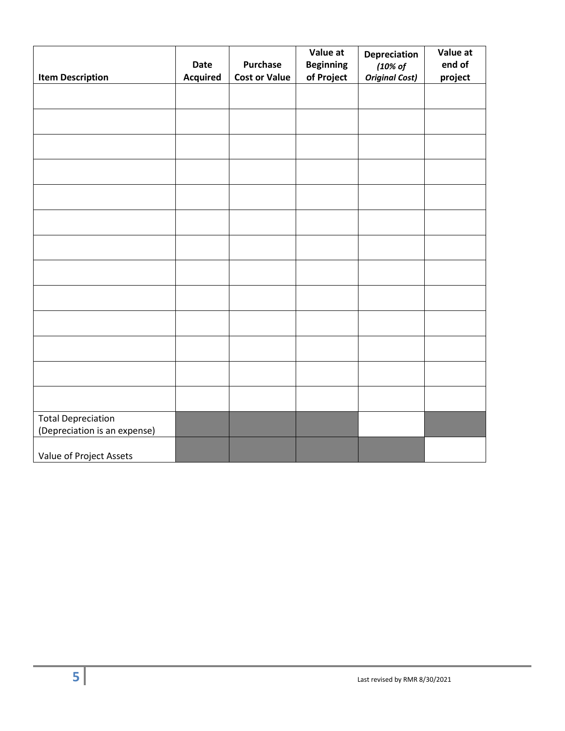| Item Description | Date Acquired | Purchase Cost or Value | Value at Beginning of Project | Depreciation *(10% of Original Cost)* | Value at end of project |
|---|---|---|---|---|---|
| | | | | | |
| | | | | | |
| | | | | | |
| | | | | | |
| | | | | | |
| | | | | | |
| | | | | | |
| | | | | | |
| | | | | | |
| | | | | | |
| | | | | | |
| | | | | | |
| | | | | | |
| Total Depreciation (Depreciation is an expense) | | | | | |
| Value of Project Assets | | | | | |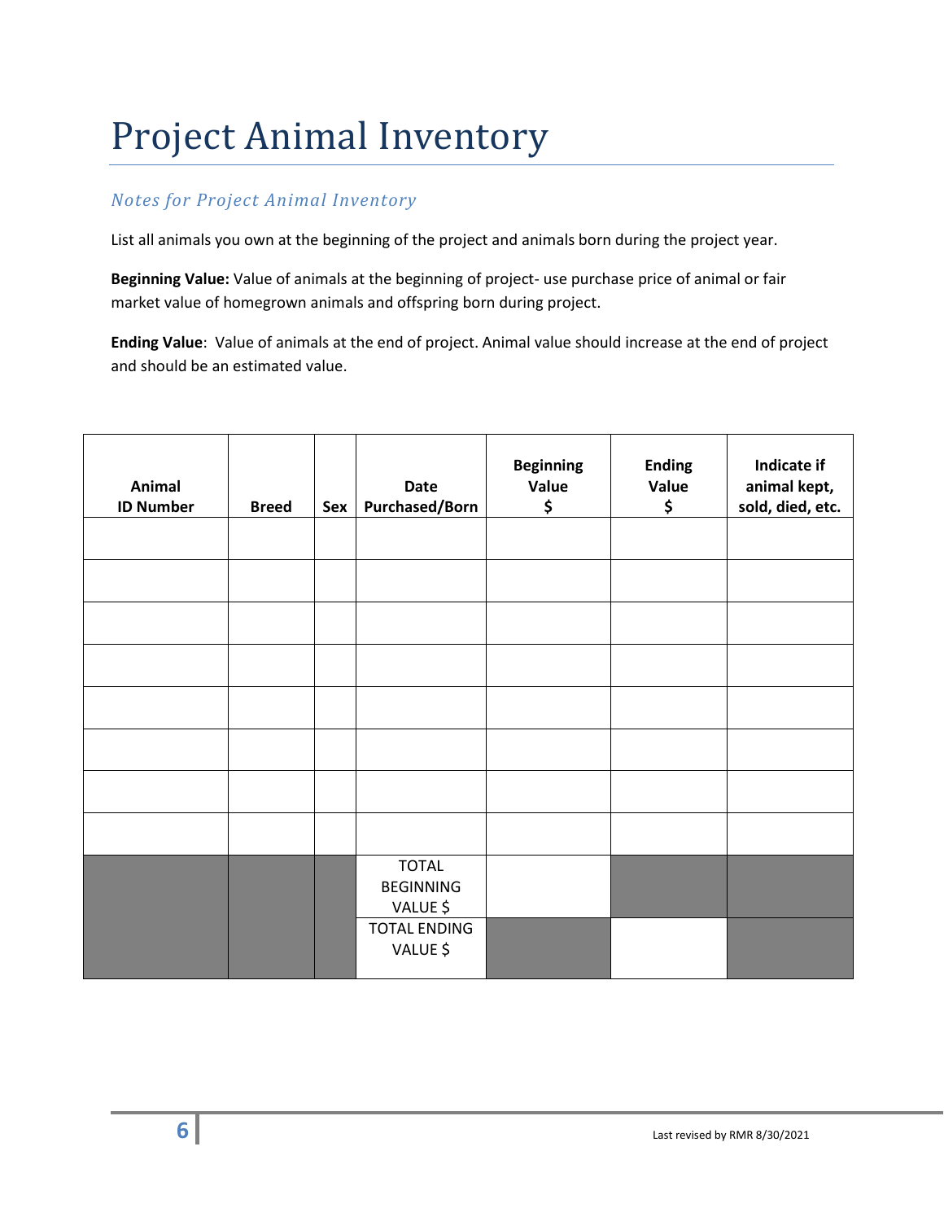# Project Animal Inventory

## *Notes for Project Animal Inventory*

List all animals you own at the beginning of the project and animals born during the project year.

**Beginning Value:** Value of animals at the beginning of project- use purchase price of animal or fair market value of homegrown animals and offspring born during project.

**Ending Value**: Value of animals at the end of project. Animal value should increase at the end of project and should be an estimated value.

| Animal ID Number | Breed | Sex | Date Purchased/Born | Beginning Value $ | Ending Value $ | Indicate if animal kept, sold, died, etc. |
|---|---|---|---|---|---|---|
| | | | | | | |
| | | | | | | |
| | | | | | | |
| | | | | | | |
| | | | | | | |
| | | | | | | |
| | | | | | | |
| | | | | | | |
| | | | TOTAL BEGINNING VALUE $ | | | |
| | | | TOTAL ENDING VALUE $ | | | |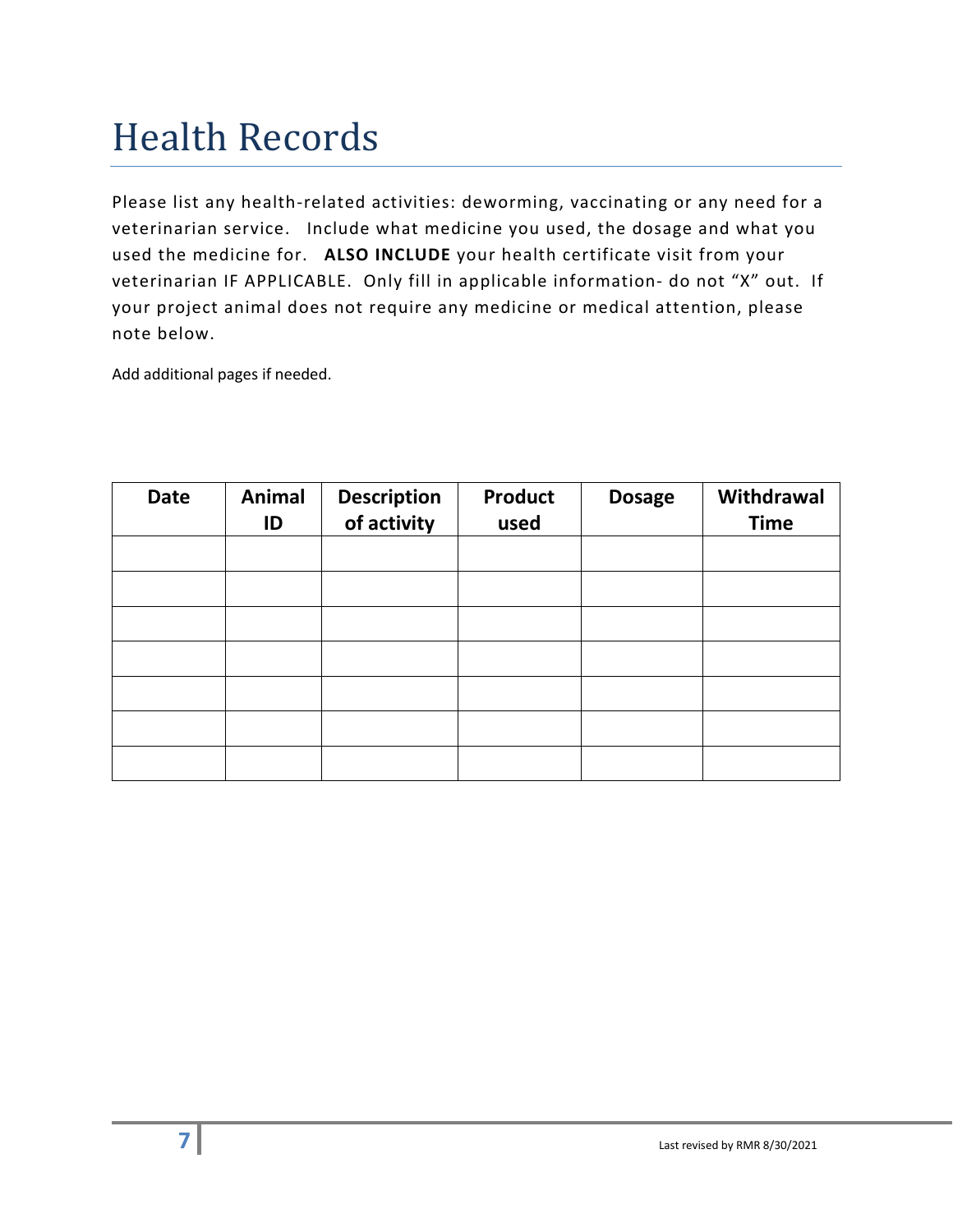# Health Records

Please list any health-related activities: deworming, vaccinating or any need for a veterinarian service. Include what medicine you used, the dosage and what you used the medicine for. **ALSO INCLUDE** your health certificate visit from your veterinarian IF APPLICABLE. Only fill in applicable information- do not "X" out. If your project animal does not require any medicine or medical attention, please note below.

Add additional pages if needed.

| Date | Animal ID | Description of activity | Product used | Dosage | Withdrawal Time |
|---|---|---|---|---|---|
| | | | | | |
| | | | | | |
| | | | | | |
| | | | | | |
| | | | | | |
| | | | | | |
| | | | | | |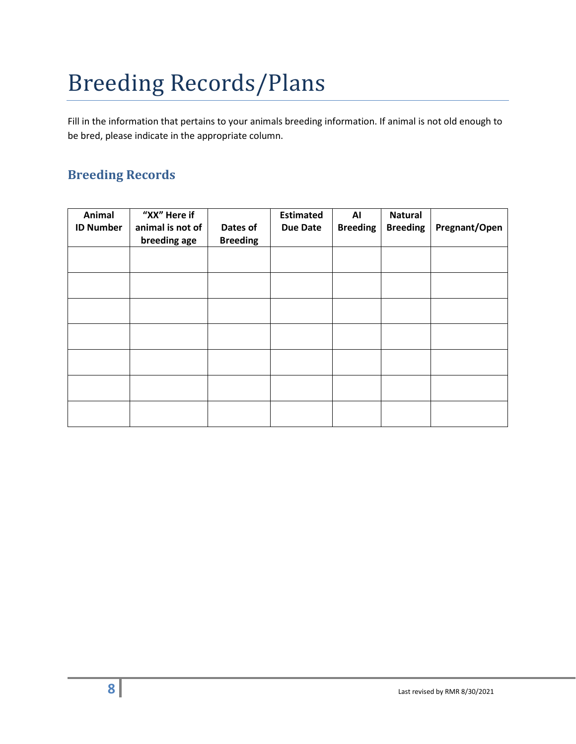# Breeding Records/Plans

Fill in the information that pertains to your animals breeding information. If animal is not old enough to be bred, please indicate in the appropriate column.

## Breeding Records

| Animal ID Number | "XX" Here if animal is not of breeding age | Dates of Breeding | Estimated Due Date | AI Breeding | Natural Breeding | Pregnant/Open |
|---|---|---|---|---|---|---|
| | | | | | | |
| | | | | | | |
| | | | | | | |
| | | | | | | |
| | | | | | | |
| | | | | | | |
| | | | | | | |

Last revised by RMR 8/30/2021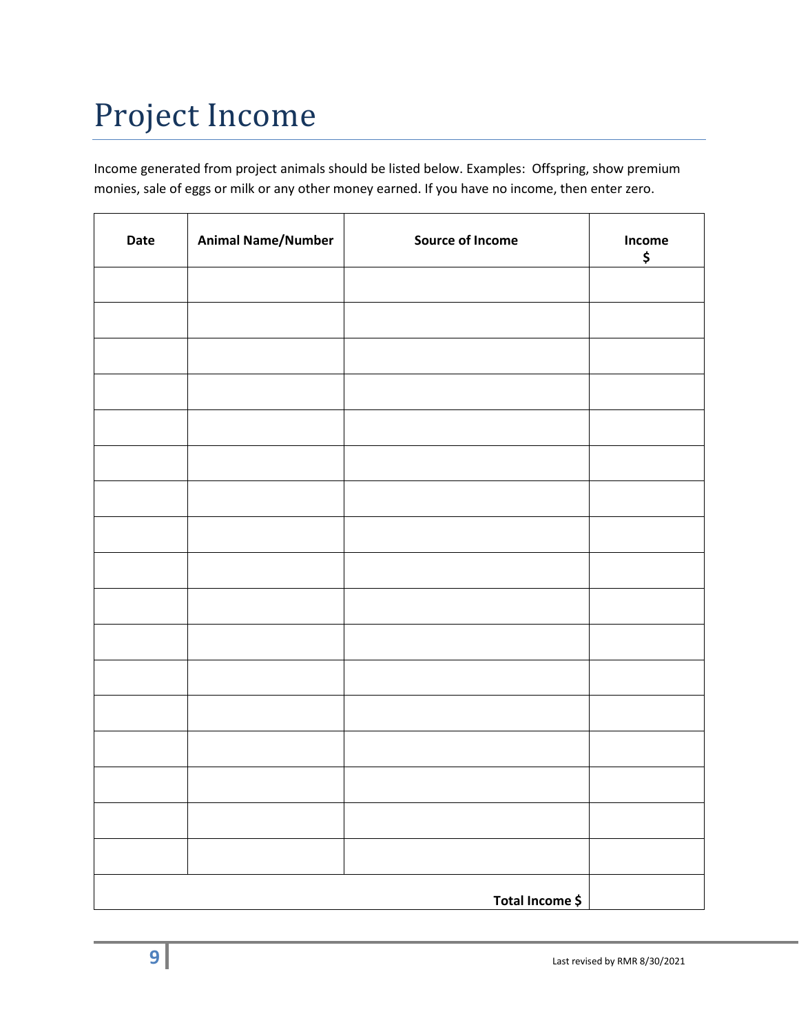# Project Income

Income generated from project animals should be listed below. Examples: Offspring, show premium monies, sale of eggs or milk or any other money earned. If you have no income, then enter zero.

| Date | Animal Name/Number | Source of Income | Income $ |
|---|---|---|---|
| | | | |
| | | | |
| | | | |
| | | | |
| | | | |
| | | | |
| | | | |
| | | | |
| | | | |
| | | | |
| | | | |
| | | | |
| | | | |
| | | | |
| | | | |
| | | | |
| | | | |
| | | **Total Income $** | |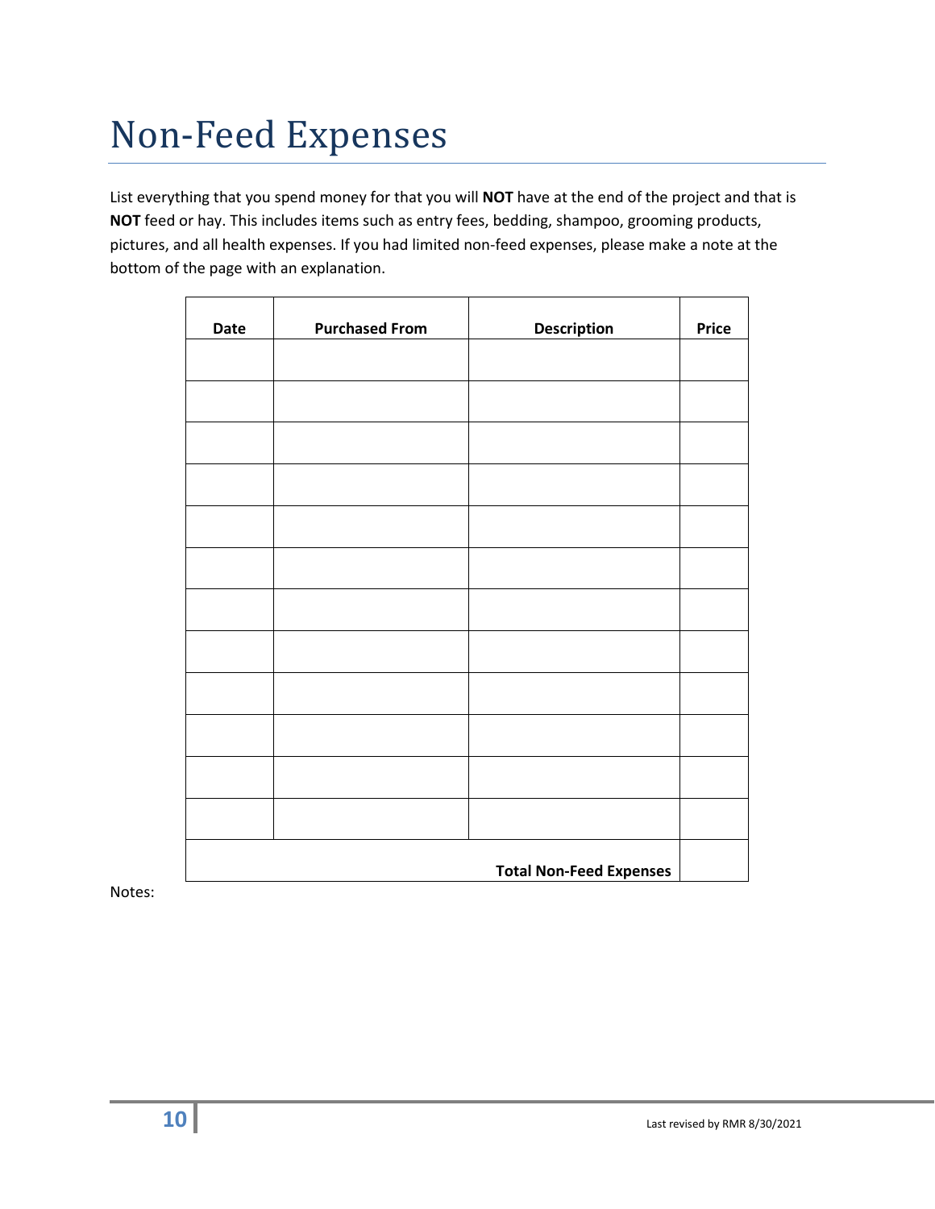# Non-Feed Expenses

List everything that you spend money for that you will **NOT** have at the end of the project and that is **NOT** feed or hay. This includes items such as entry fees, bedding, shampoo, grooming products, pictures, and all health expenses. If you had limited non-feed expenses, please make a note at the bottom of the page with an explanation.

| Date | Purchased From | Description | Price |
|---|---|---|---|
| | | | |
| | | | |
| | | | |
| | | | |
| | | | |
| | | | |
| | | | |
| | | | |
| | | | |
| | | | |
| | | | |
| | | | |
| | | **Total Non-Feed Expenses** | |

Notes:

Last revised by RMR 8/30/2021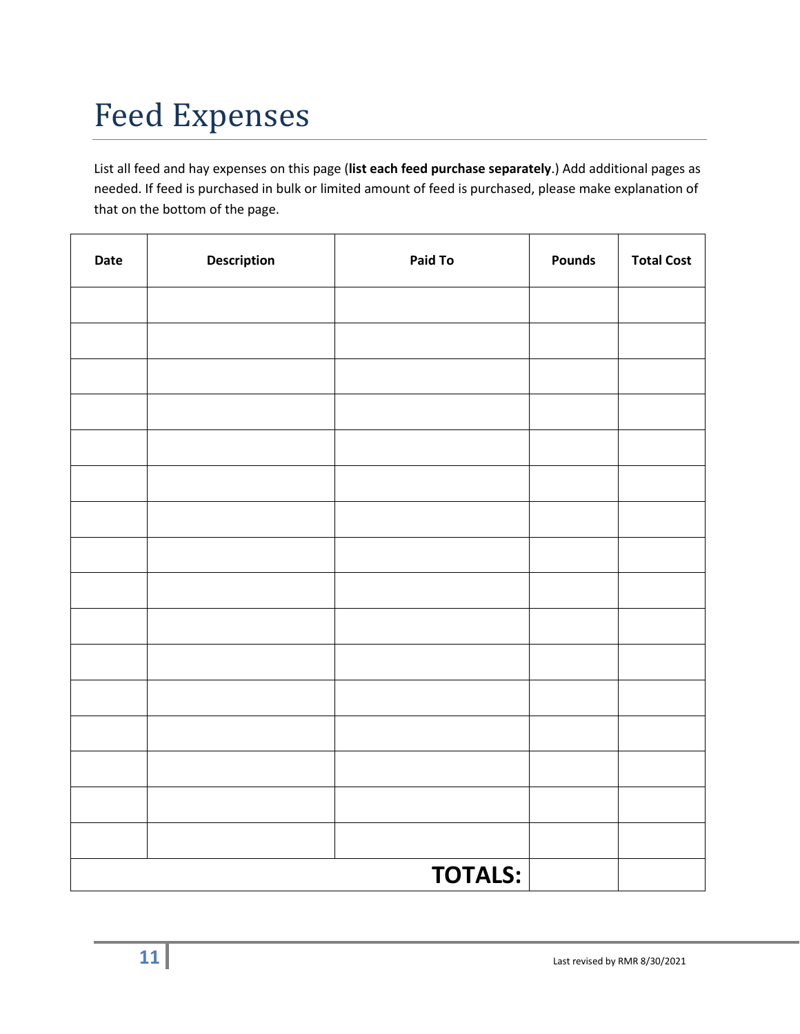# Feed Expenses

List all feed and hay expenses on this page (**list each feed purchase separately**.) Add additional pages as needed. If feed is purchased in bulk or limited amount of feed is purchased, please make explanation of that on the bottom of the page.

| Date | Description | Paid To | Pounds | Total Cost |
|---|---|---|---|---|
| | | | | |
| | | | | |
| | | | | |
| | | | | |
| | | | | |
| | | | | |
| | | | | |
| | | | | |
| | | | | |
| | | | | |
| | | | | |
| | | | | |
| | | | | |
| | | | | |
| | | | | |
| | | | | |
| | | **TOTALS:** | | |

Last revised by RMR 8/30/2021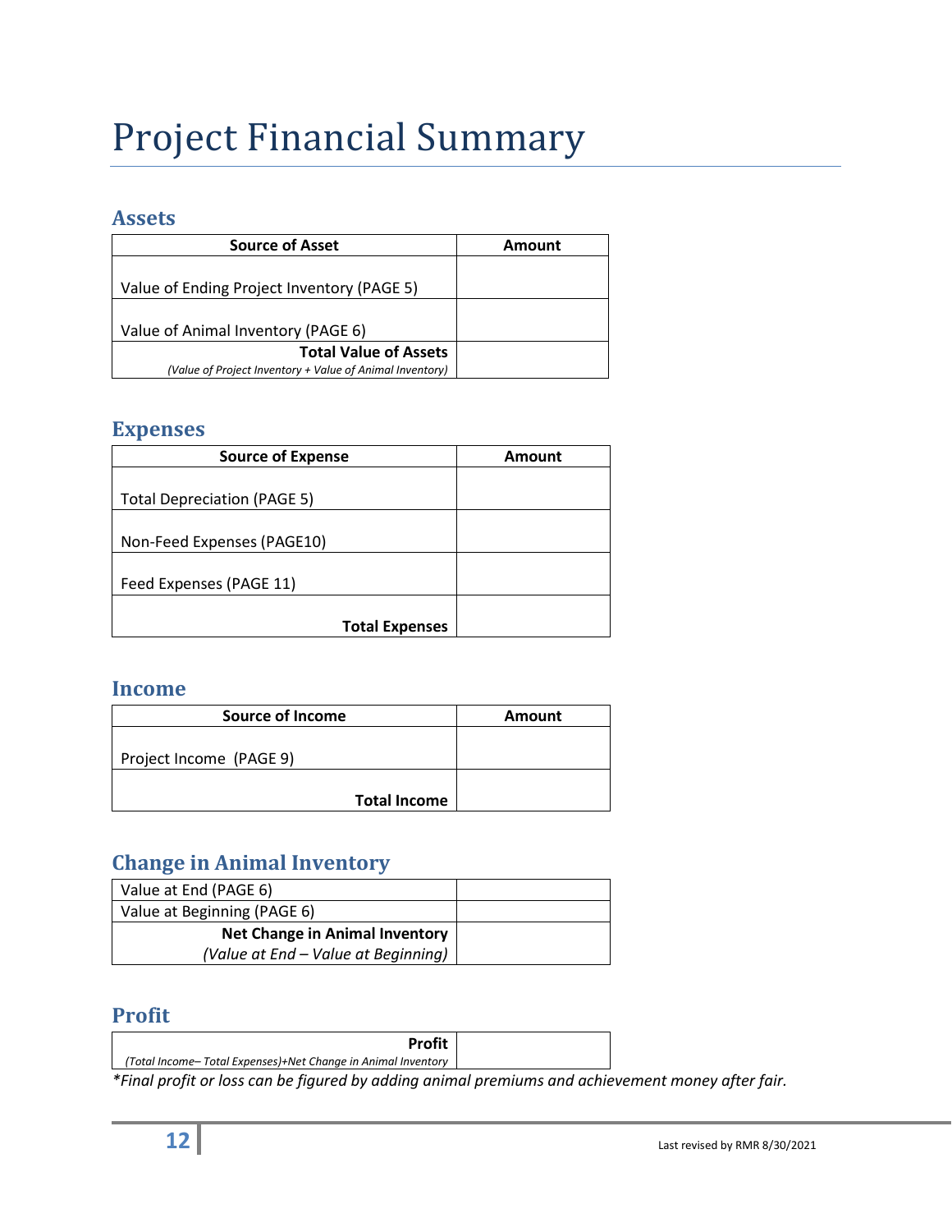# Project Financial Summary

## Assets

| Source of Asset | Amount |
|---|---|
| Value of Ending Project Inventory (PAGE 5) | |
| Value of Animal Inventory (PAGE 6) | |
| **Total Value of Assets** *(Value of Project Inventory + Value of Animal Inventory)* | |

## Expenses

| Source of Expense | Amount |
|---|---|
| Total Depreciation (PAGE 5) | |
| Non-Feed Expenses (PAGE10) | |
| Feed Expenses (PAGE 11) | |
| **Total Expenses** | |

## Income

| Source of Income | Amount |
|---|---|
| Project Income (PAGE 9) | |
| **Total Income** | |

## Change in Animal Inventory

| | |
|---|---|
| Value at End (PAGE 6) | |
| Value at Beginning (PAGE 6) | |
| **Net Change in Animal Inventory** *(Value at End – Value at Beginning)* | |

## Profit

| | |
|---|---|
| **Profit** *(Total Income– Total Expenses)+Net Change in Animal Inventory* | |

*\*Final profit or loss can be figured by adding animal premiums and achievement money after fair.*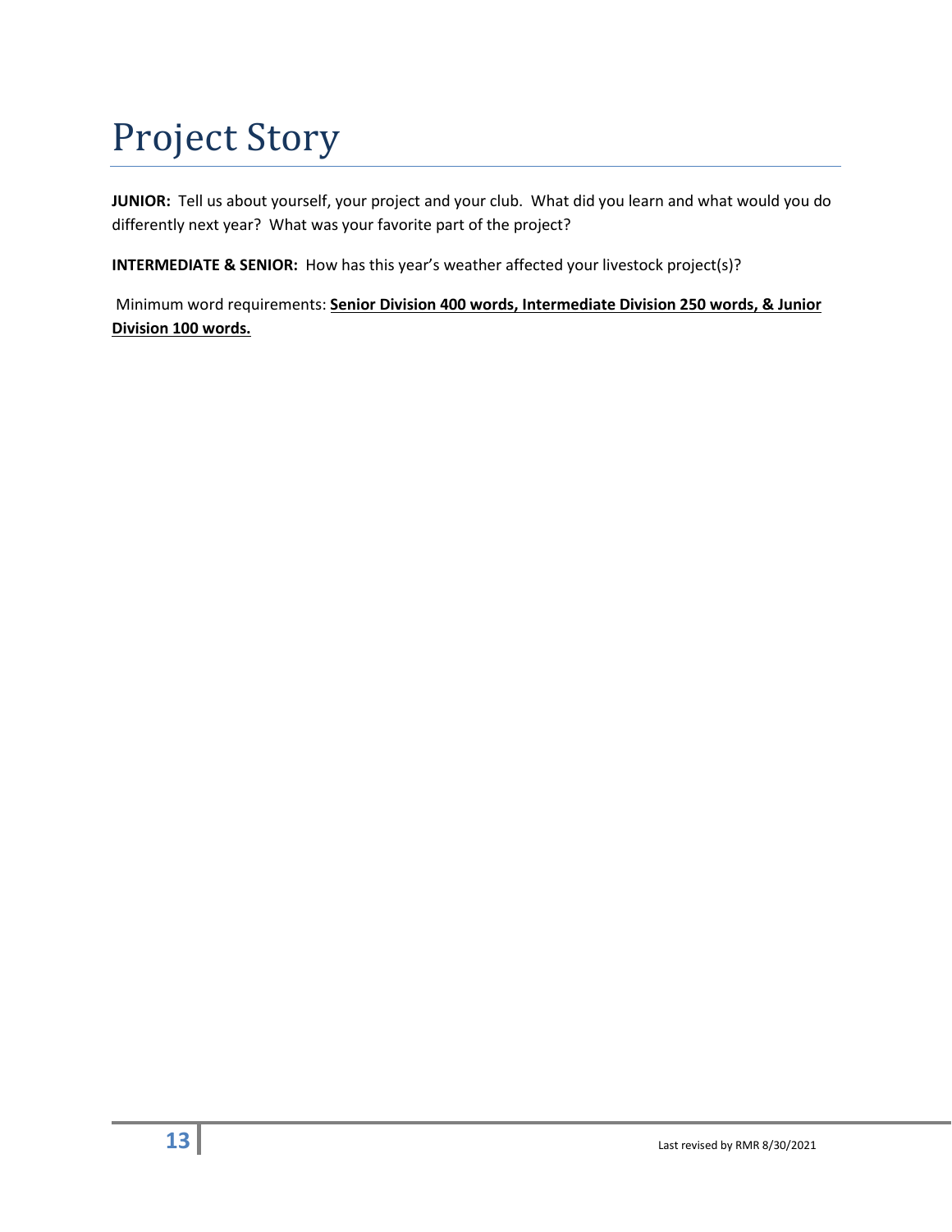# Project Story

**JUNIOR:** Tell us about yourself, your project and your club. What did you learn and what would you do differently next year? What was your favorite part of the project?

**INTERMEDIATE & SENIOR:** How has this year's weather affected your livestock project(s)?

Minimum word requirements: **Senior Division 400 words, Intermediate Division 250 words, & Junior Division 100 words.**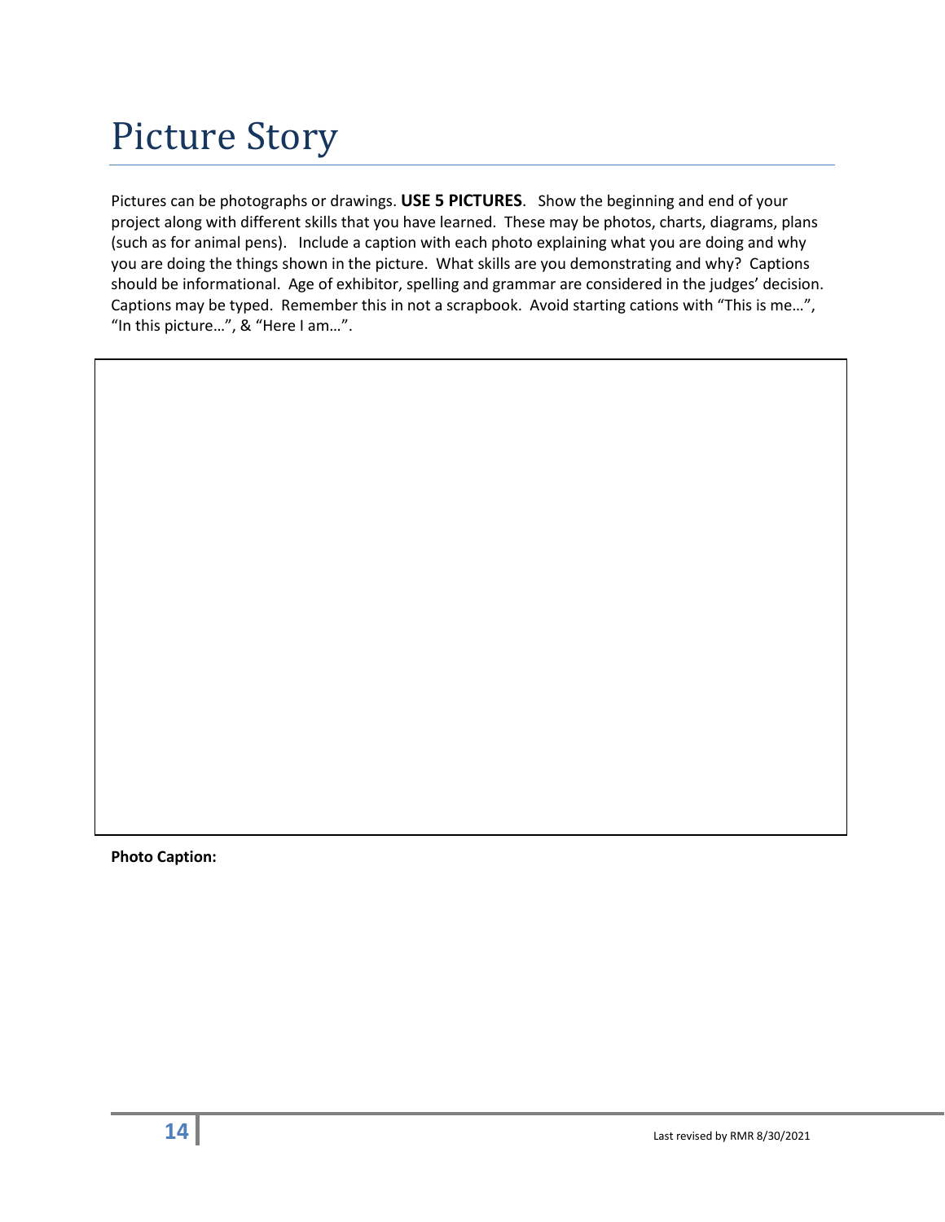# Picture Story

Pictures can be photographs or drawings. **USE 5 PICTURES**. Show the beginning and end of your project along with different skills that you have learned. These may be photos, charts, diagrams, plans (such as for animal pens). Include a caption with each photo explaining what you are doing and why you are doing the things shown in the picture. What skills are you demonstrating and why? Captions should be informational. Age of exhibitor, spelling and grammar are considered in the judges' decision. Captions may be typed. Remember this in not a scrapbook. Avoid starting cations with "This is me…", "In this picture…", & "Here I am…".

**Photo Caption:**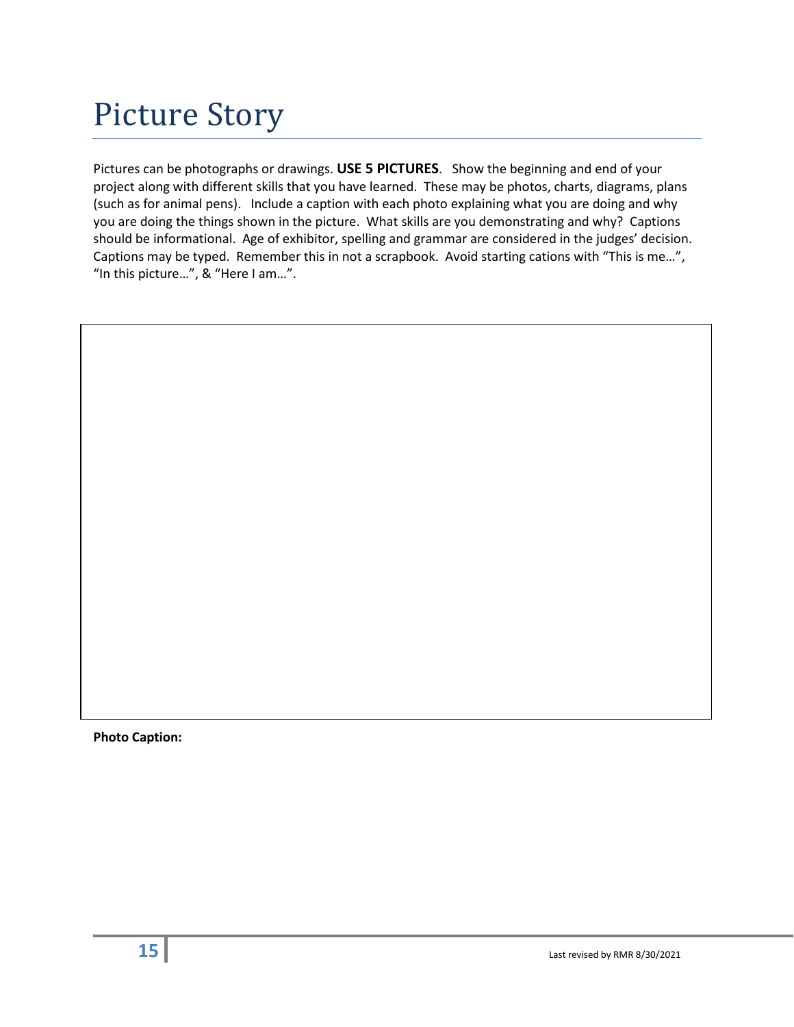# Picture Story

Pictures can be photographs or drawings. **USE 5 PICTURES**. Show the beginning and end of your project along with different skills that you have learned. These may be photos, charts, diagrams, plans (such as for animal pens). Include a caption with each photo explaining what you are doing and why you are doing the things shown in the picture. What skills are you demonstrating and why? Captions should be informational. Age of exhibitor, spelling and grammar are considered in the judges' decision. Captions may be typed. Remember this in not a scrapbook. Avoid starting cations with "This is me…", "In this picture…", & "Here I am…".

**Photo Caption:**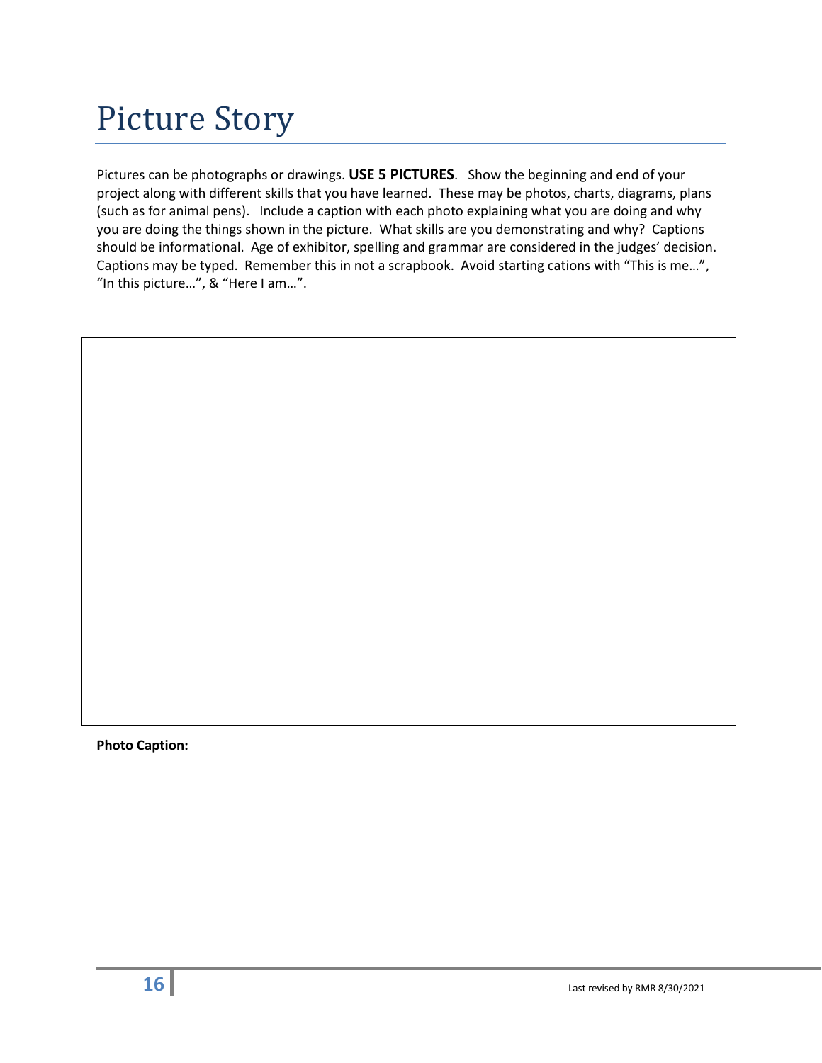# Picture Story

Pictures can be photographs or drawings. **USE 5 PICTURES**. Show the beginning and end of your project along with different skills that you have learned. These may be photos, charts, diagrams, plans (such as for animal pens). Include a caption with each photo explaining what you are doing and why you are doing the things shown in the picture. What skills are you demonstrating and why? Captions should be informational. Age of exhibitor, spelling and grammar are considered in the judges' decision. Captions may be typed. Remember this in not a scrapbook. Avoid starting cations with "This is me…", "In this picture…", & "Here I am…".

**Photo Caption:**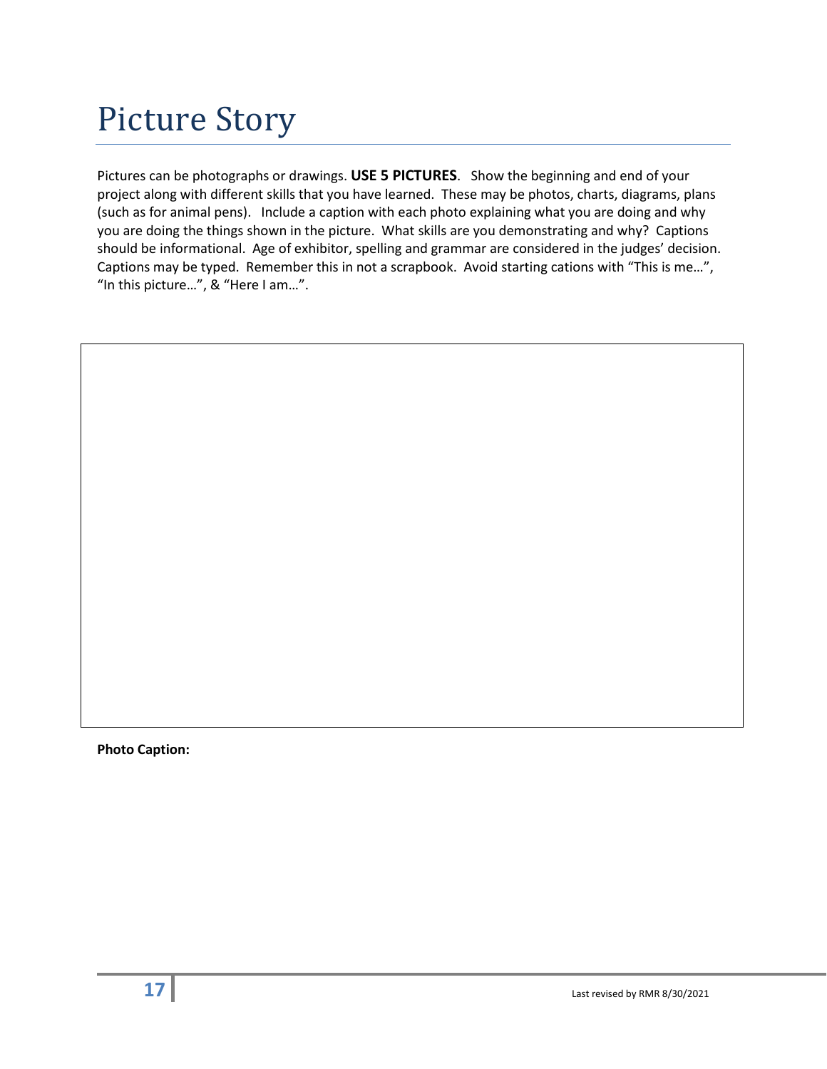# Picture Story

Pictures can be photographs or drawings. **USE 5 PICTURES**. Show the beginning and end of your project along with different skills that you have learned. These may be photos, charts, diagrams, plans (such as for animal pens). Include a caption with each photo explaining what you are doing and why you are doing the things shown in the picture. What skills are you demonstrating and why? Captions should be informational. Age of exhibitor, spelling and grammar are considered in the judges' decision. Captions may be typed. Remember this in not a scrapbook. Avoid starting cations with "This is me…", "In this picture…", & "Here I am…".

**Photo Caption:**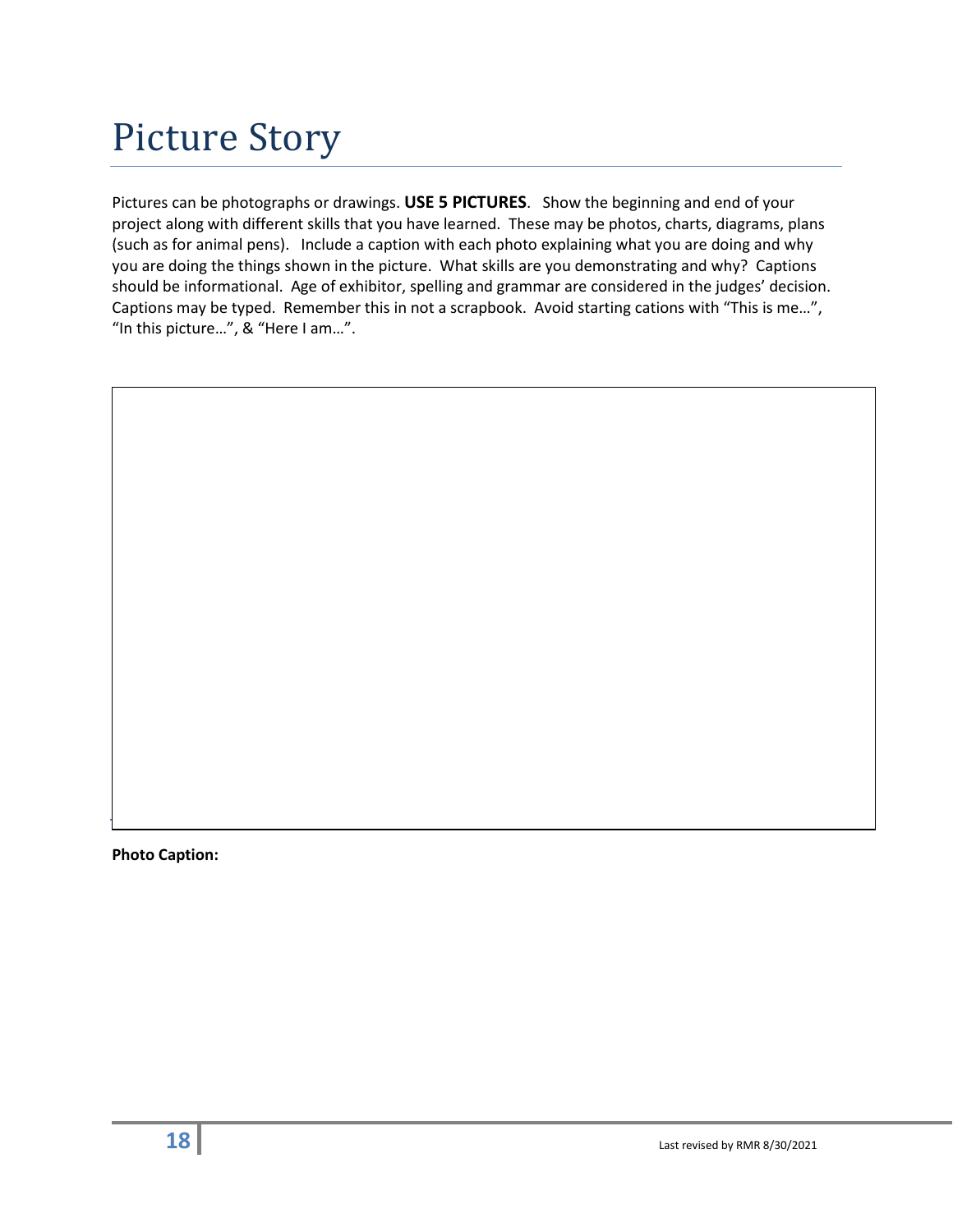# Picture Story

Pictures can be photographs or drawings. **USE 5 PICTURES**. Show the beginning and end of your project along with different skills that you have learned. These may be photos, charts, diagrams, plans (such as for animal pens). Include a caption with each photo explaining what you are doing and why you are doing the things shown in the picture. What skills are you demonstrating and why? Captions should be informational. Age of exhibitor, spelling and grammar are considered in the judges' decision. Captions may be typed. Remember this in not a scrapbook. Avoid starting cations with "This is me…", "In this picture…", & "Here I am…".

**Photo Caption:**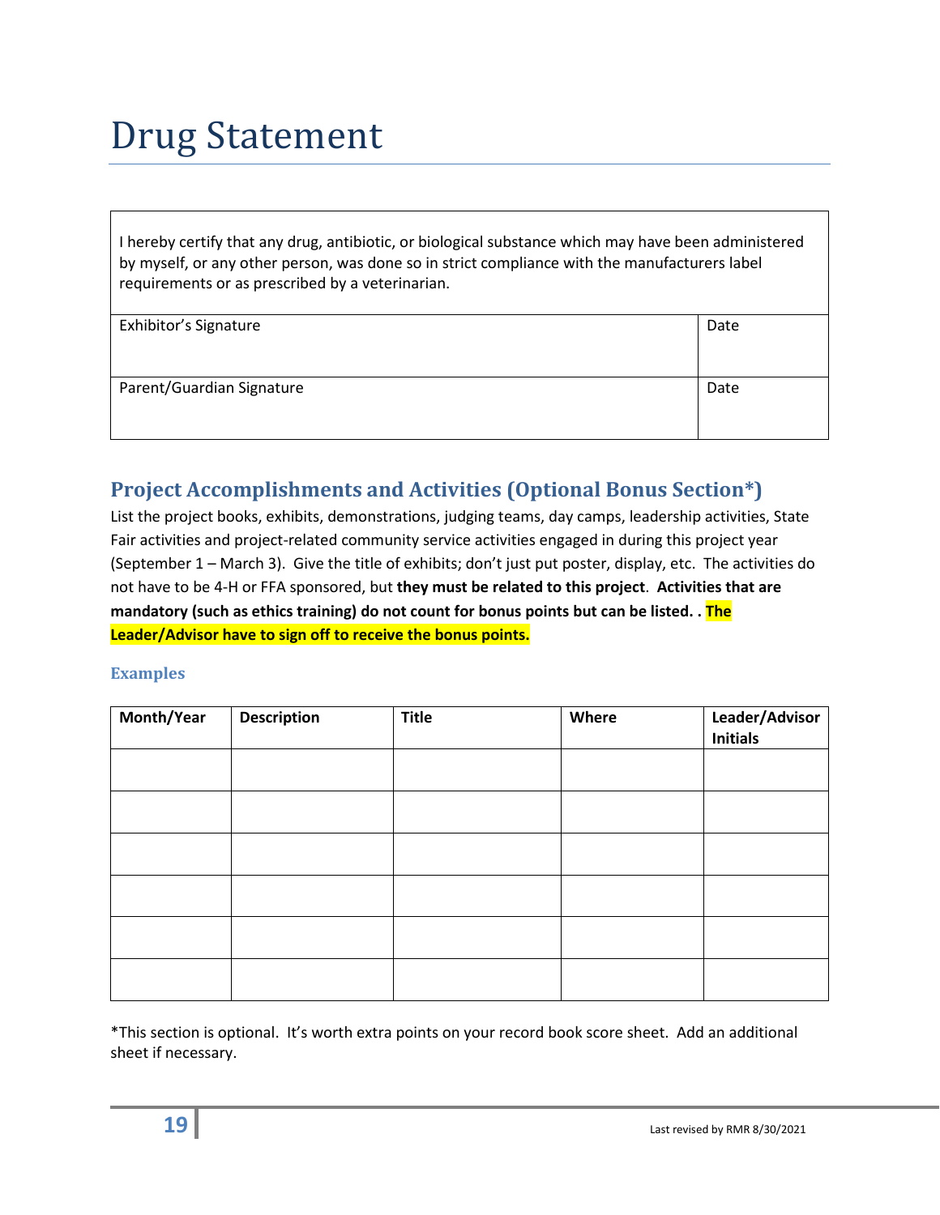# Drug Statement

| I hereby certify that any drug, antibiotic, or biological substance which may have been administered by myself, or any other person, was done so in strict compliance with the manufacturers label requirements or as prescribed by a veterinarian. | |
|---|---|
| Exhibitor's Signature | Date |
| Parent/Guardian Signature | Date |

## Project Accomplishments and Activities (Optional Bonus Section*)

List the project books, exhibits, demonstrations, judging teams, day camps, leadership activities, State Fair activities and project-related community service activities engaged in during this project year (September 1 – March 3). Give the title of exhibits; don't just put poster, display, etc. The activities do not have to be 4-H or FFA sponsored, but **they must be related to this project**. **Activities that are mandatory (such as ethics training) do not count for bonus points but can be listed. . The Leader/Advisor have to sign off to receive the bonus points.**

### Examples

| Month/Year | Description | Title | Where | Leader/Advisor Initials |
|---|---|---|---|---|
| | | | | |
| | | | | |
| | | | | |
| | | | | |
| | | | | |
| | | | | |

*This section is optional. It's worth extra points on your record book score sheet. Add an additional sheet if necessary.

Last revised by RMR 8/30/2021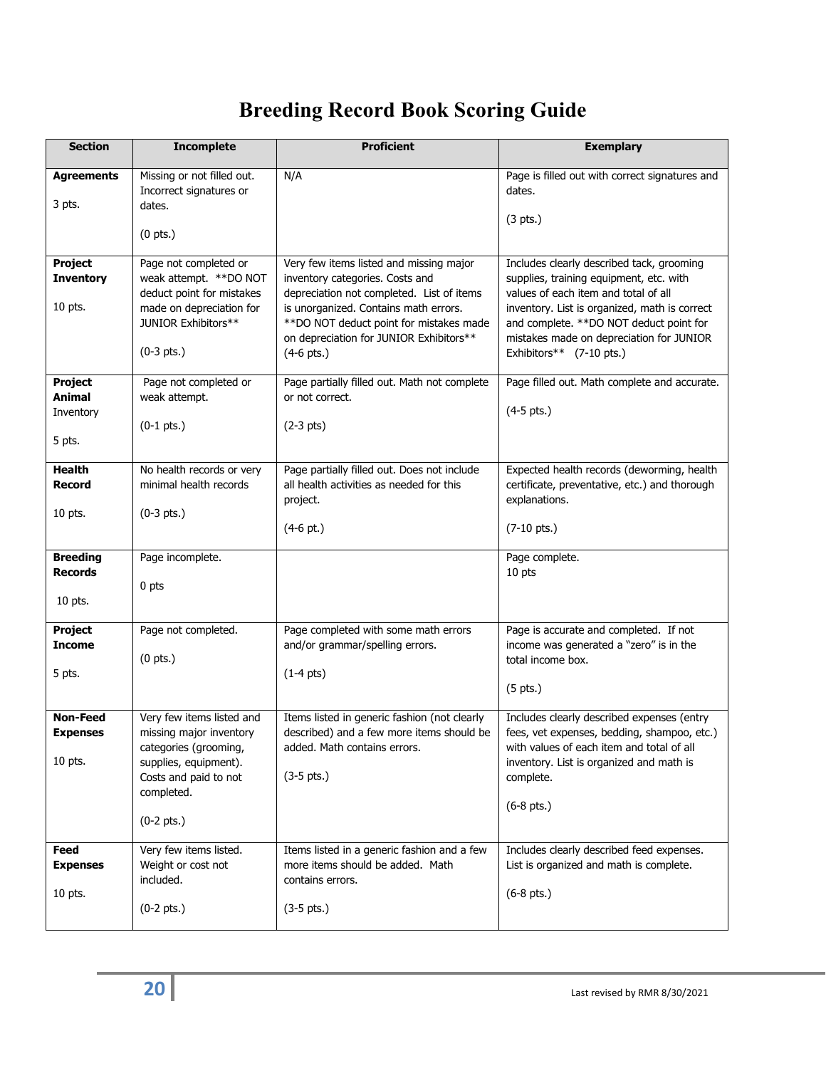# Breeding Record Book Scoring Guide

| Section | Incomplete | Proficient | Exemplary |
|---|---|---|---|
| **Agreements** 3 pts. | Missing or not filled out. Incorrect signatures or dates. (0 pts.) | N/A | Page is filled out with correct signatures and dates. (3 pts.) |
| **Project Inventory** 10 pts. | Page not completed or weak attempt. **DO NOT deduct point for mistakes made on depreciation for JUNIOR Exhibitors** (0-3 pts.) | Very few items listed and missing major inventory categories. Costs and depreciation not completed. List of items is unorganized. Contains math errors. **DO NOT deduct point for mistakes made on depreciation for JUNIOR Exhibitors** (4-6 pts.) | Includes clearly described tack, grooming supplies, training equipment, etc. with values of each item and total of all inventory. List is organized, math is correct and complete. **DO NOT deduct point for mistakes made on depreciation for JUNIOR Exhibitors** (7-10 pts.) |
| **Project Animal** Inventory 5 pts. | Page not completed or weak attempt. (0-1 pts.) | Page partially filled out. Math not complete or not correct. (2-3 pts) | Page filled out. Math complete and accurate. (4-5 pts.) |
| **Health Record** 10 pts. | No health records or very minimal health records (0-3 pts.) | Page partially filled out. Does not include all health activities as needed for this project. (4-6 pt.) | Expected health records (deworming, health certificate, preventative, etc.) and thorough explanations. (7-10 pts.) |
| **Breeding Records** 10 pts. | Page incomplete. 0 pts | | Page complete. 10 pts |
| **Project Income** 5 pts. | Page not completed. (0 pts.) | Page completed with some math errors and/or grammar/spelling errors. (1-4 pts) | Page is accurate and completed. If not income was generated a "zero" is in the total income box. (5 pts.) |
| **Non-Feed Expenses** 10 pts. | Very few items listed and missing major inventory categories (grooming, supplies, equipment). Costs and paid to not completed. (0-2 pts.) | Items listed in generic fashion (not clearly described) and a few more items should be added. Math contains errors. (3-5 pts.) | Includes clearly described expenses (entry fees, vet expenses, bedding, shampoo, etc.) with values of each item and total of all inventory. List is organized and math is complete. (6-8 pts.) |
| **Feed Expenses** 10 pts. | Very few items listed. Weight or cost not included. (0-2 pts.) | Items listed in a generic fashion and a few more items should be added. Math contains errors. (3-5 pts.) | Includes clearly described feed expenses. List is organized and math is complete. (6-8 pts.) |

Last revised by RMR 8/30/2021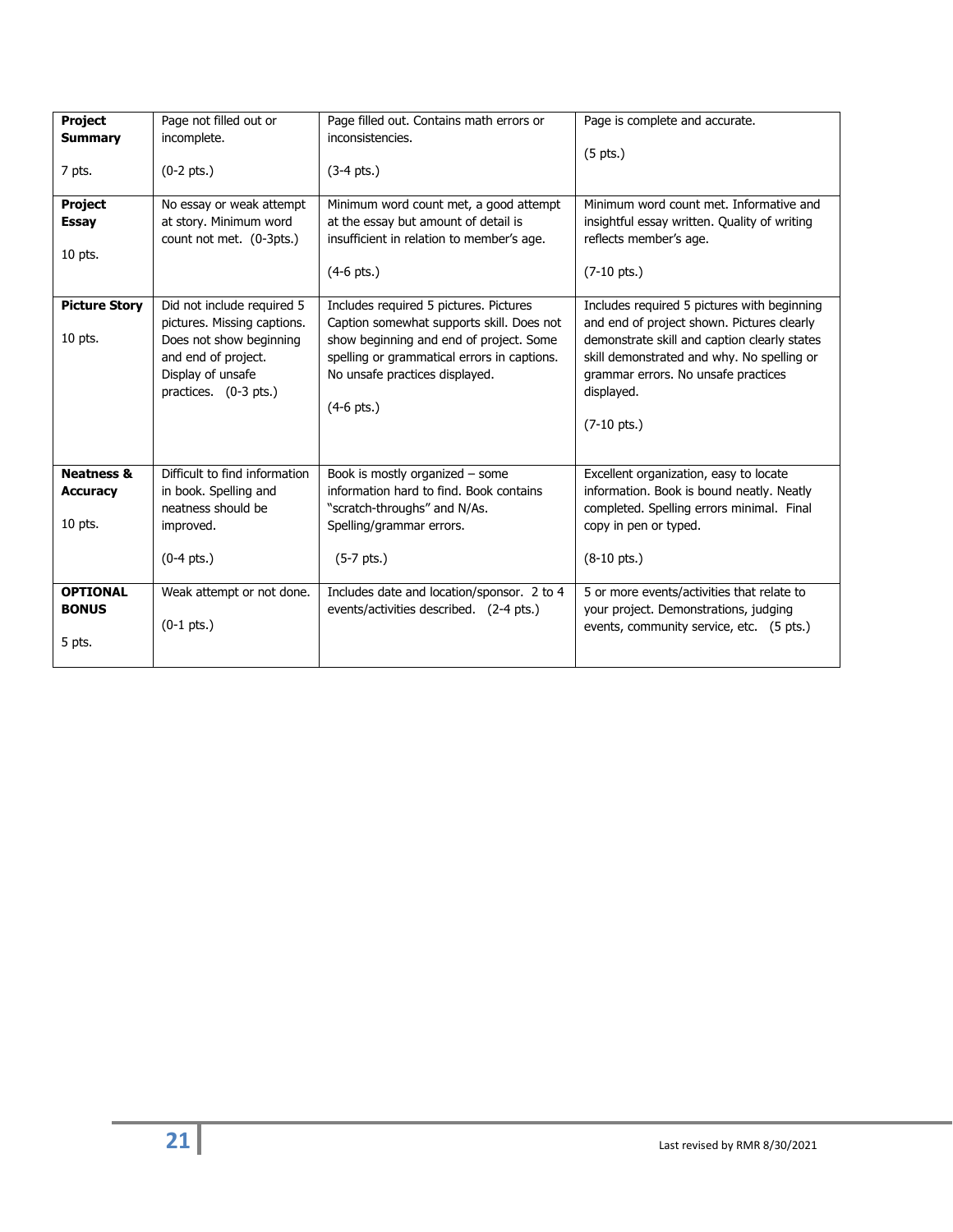| | | | |
|---|---|---|---|
| **Project Summary**<br><br>7 pts. | Page not filled out or incomplete.<br><br>(0-2 pts.) | Page filled out. Contains math errors or inconsistencies.<br><br>(3-4 pts.) | Page is complete and accurate.<br><br>(5 pts.) |
| **Project Essay**<br><br>10 pts. | No essay or weak attempt at story. Minimum word count not met. (0-3pts.) | Minimum word count met, a good attempt at the essay but amount of detail is insufficient in relation to member's age.<br><br>(4-6 pts.) | Minimum word count met. Informative and insightful essay written. Quality of writing reflects member's age.<br><br>(7-10 pts.) |
| **Picture Story**<br><br>10 pts. | Did not include required 5 pictures. Missing captions. Does not show beginning and end of project. Display of unsafe practices. (0-3 pts.) | Includes required 5 pictures. Pictures Caption somewhat supports skill. Does not show beginning and end of project. Some spelling or grammatical errors in captions. No unsafe practices displayed.<br><br>(4-6 pts.) | Includes required 5 pictures with beginning and end of project shown. Pictures clearly demonstrate skill and caption clearly states skill demonstrated and why. No spelling or grammar errors. No unsafe practices displayed.<br><br>(7-10 pts.) |
| **Neatness & Accuracy**<br><br>10 pts. | Difficult to find information in book. Spelling and neatness should be improved.<br><br>(0-4 pts.) | Book is mostly organized – some information hard to find. Book contains "scratch-throughs" and N/As. Spelling/grammar errors.<br><br>(5-7 pts.) | Excellent organization, easy to locate information. Book is bound neatly. Neatly completed. Spelling errors minimal. Final copy in pen or typed.<br><br>(8-10 pts.) |
| **OPTIONAL BONUS**<br><br>5 pts. | Weak attempt or not done.<br><br>(0-1 pts.) | Includes date and location/sponsor. 2 to 4 events/activities described. (2-4 pts.) | 5 or more events/activities that relate to your project. Demonstrations, judging events, community service, etc. (5 pts.) |

Last revised by RMR 8/30/2021